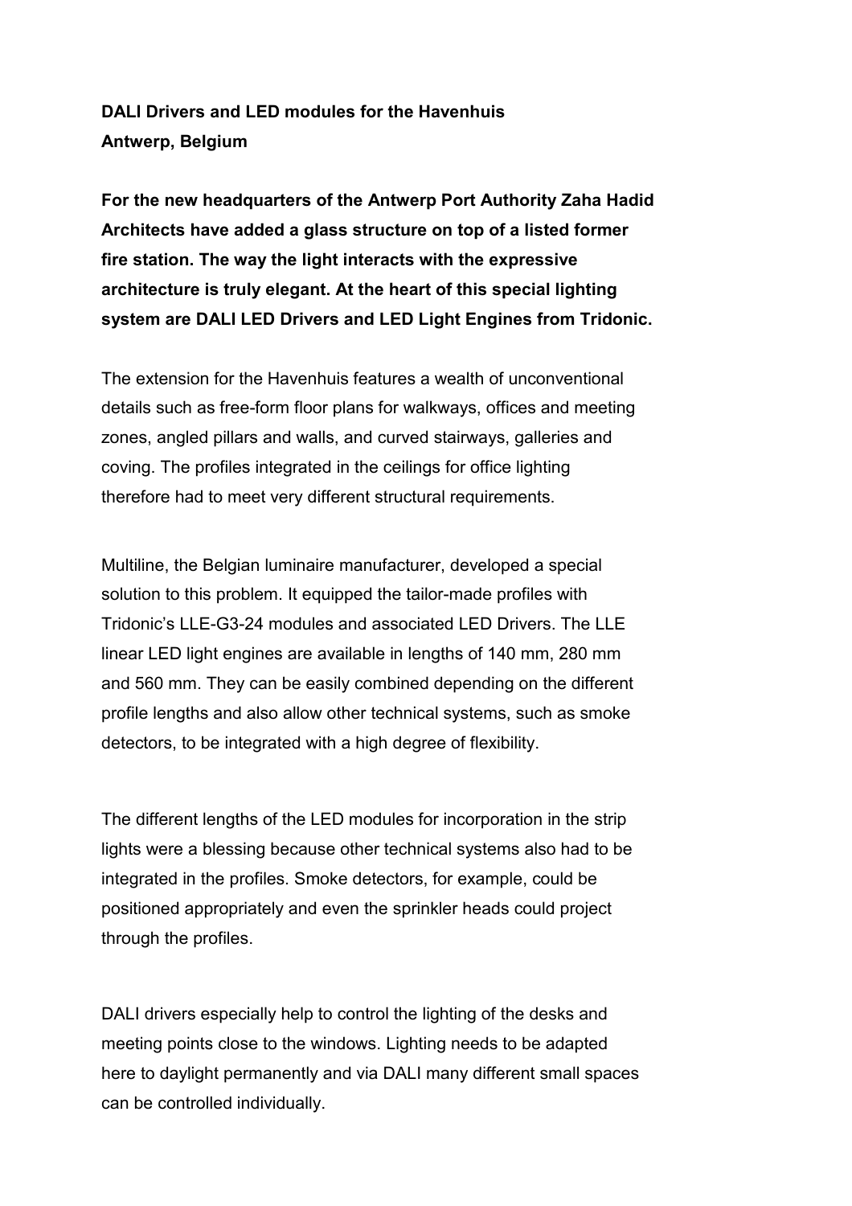**DALI Drivers and LED modules for the Havenhuis**
**Antwerp, Belgium**

**For the new headquarters of the Antwerp Port Authority Zaha Hadid Architects have added a glass structure on top of a listed former fire station. The way the light interacts with the expressive architecture is truly elegant. At the heart of this special lighting system are DALI LED Drivers and LED Light Engines from Tridonic.**

The extension for the Havenhuis features a wealth of unconventional details such as free-form floor plans for walkways, offices and meeting zones, angled pillars and walls, and curved stairways, galleries and coving. The profiles integrated in the ceilings for office lighting therefore had to meet very different structural requirements.

Multiline, the Belgian luminaire manufacturer, developed a special solution to this problem. It equipped the tailor-made profiles with Tridonic's LLE-G3-24 modules and associated LED Drivers. The LLE linear LED light engines are available in lengths of 140 mm, 280 mm and 560 mm. They can be easily combined depending on the different profile lengths and also allow other technical systems, such as smoke detectors, to be integrated with a high degree of flexibility.

The different lengths of the LED modules for incorporation in the strip lights were a blessing because other technical systems also had to be integrated in the profiles. Smoke detectors, for example, could be positioned appropriately and even the sprinkler heads could project through the profiles.

DALI drivers especially help to control the lighting of the desks and meeting points close to the windows. Lighting needs to be adapted here to daylight permanently and via DALI many different small spaces can be controlled individually.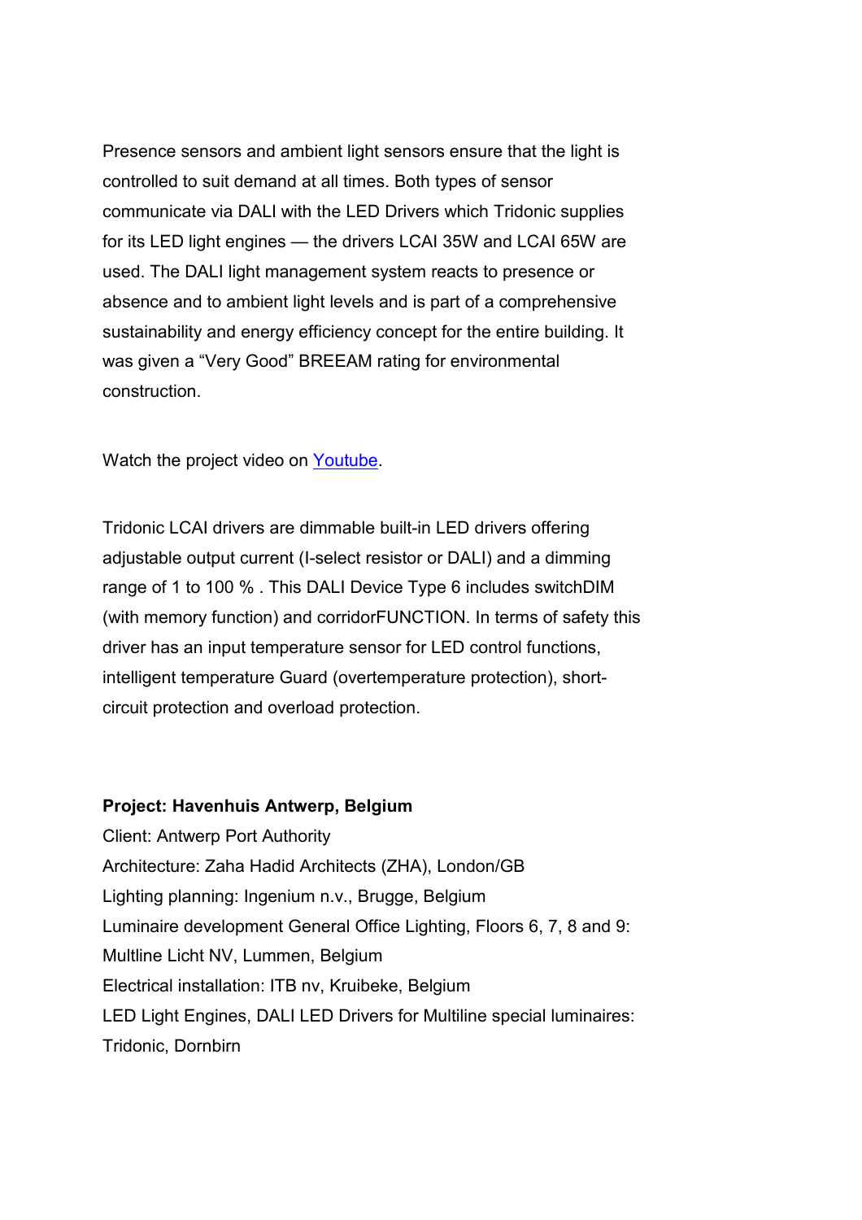Presence sensors and ambient light sensors ensure that the light is controlled to suit demand at all times. Both types of sensor communicate via DALI with the LED Drivers which Tridonic supplies for its LED light engines — the drivers LCAI 35W and LCAI 65W are used. The DALI light management system reacts to presence or absence and to ambient light levels and is part of a comprehensive sustainability and energy efficiency concept for the entire building. It was given a "Very Good" BREEAM rating for environmental construction.

Watch the project video on [Youtube].

Tridonic LCAI drivers are dimmable built-in LED drivers offering adjustable output current (I-select resistor or DALI) and a dimming range of 1 to 100 % . This DALI Device Type 6 includes switchDIM (with memory function) and corridorFUNCTION. In terms of safety this driver has an input temperature sensor for LED control functions, intelligent temperature Guard (overtemperature protection), short-circuit protection and overload protection.

**Project: Havenhuis Antwerp, Belgium**

Client: Antwerp Port Authority

Architecture: Zaha Hadid Architects (ZHA), London/GB

Lighting planning: Ingenium n.v., Brugge, Belgium

Luminaire development General Office Lighting, Floors 6, 7, 8 and 9: Multline Licht NV, Lummen, Belgium

Electrical installation: ITB nv, Kruibeke, Belgium

LED Light Engines, DALI LED Drivers for Multiline special luminaires: Tridonic, Dornbirn